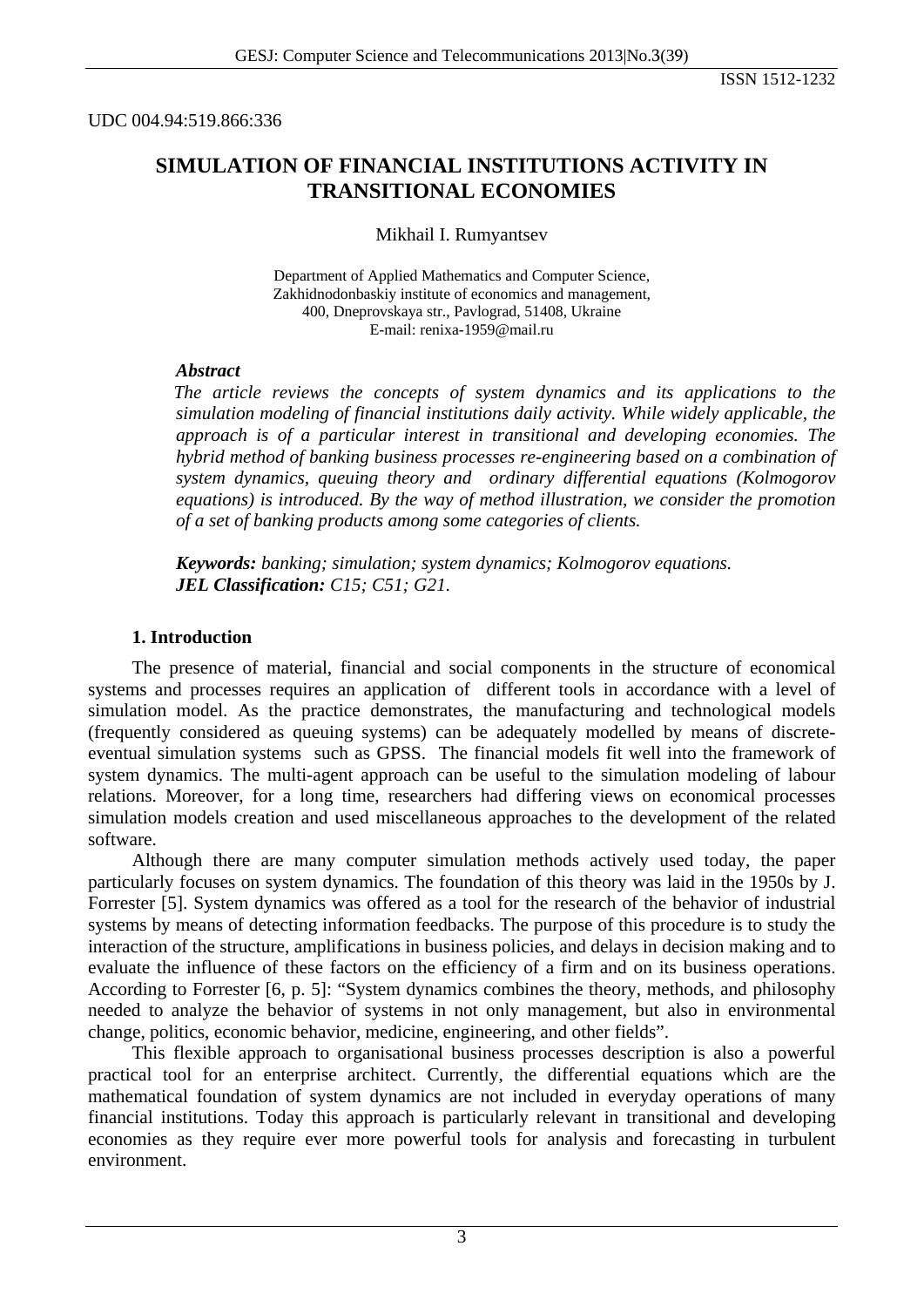UDC 004.94:519.866:336

# SIMULATION OF FINANCIAL INSTITUTIONS ACTIVITY IN TRANSITIONAL ECONOMIES

Mikhail I. Rumyantsev

Department of Applied Mathematics and Computer Science,
Zakhidnodonbaskiy institute of economics and management,
400, Dneprovskaya str., Pavlograd, 51408, Ukraine
E-mail: renixa-1959@mail.ru

***Abstract***

*The article reviews the concepts of system dynamics and its applications to the simulation modeling of financial institutions daily activity. While widely applicable, the approach is of a particular interest in transitional and developing economies. The hybrid method of banking business processes re-engineering based on a combination of system dynamics, queuing theory and ordinary differential equations (Kolmogorov equations) is introduced. By the way of method illustration, we consider the promotion of a set of banking products among some categories of clients.*

***Keywords:*** *banking; simulation; system dynamics; Kolmogorov equations.*
***JEL Classification:*** *C15; C51; G21.*

## 1. Introduction

The presence of material, financial and social components in the structure of economical systems and processes requires an application of different tools in accordance with a level of simulation model. As the practice demonstrates, the manufacturing and technological models (frequently considered as queuing systems) can be adequately modelled by means of discrete-eventual simulation systems such as GPSS. The financial models fit well into the framework of system dynamics. The multi-agent approach can be useful to the simulation modeling of labour relations. Moreover, for a long time, researchers had differing views on economical processes simulation models creation and used miscellaneous approaches to the development of the related software.

Although there are many computer simulation methods actively used today, the paper particularly focuses on system dynamics. The foundation of this theory was laid in the 1950s by J. Forrester [5]. System dynamics was offered as a tool for the research of the behavior of industrial systems by means of detecting information feedbacks. The purpose of this procedure is to study the interaction of the structure, amplifications in business policies, and delays in decision making and to evaluate the influence of these factors on the efficiency of a firm and on its business operations. According to Forrester [6, p. 5]: "System dynamics combines the theory, methods, and philosophy needed to analyze the behavior of systems in not only management, but also in environmental change, politics, economic behavior, medicine, engineering, and other fields".

This flexible approach to organisational business processes description is also a powerful practical tool for an enterprise architect. Currently, the differential equations which are the mathematical foundation of system dynamics are not included in everyday operations of many financial institutions. Today this approach is particularly relevant in transitional and developing economies as they require ever more powerful tools for analysis and forecasting in turbulent environment.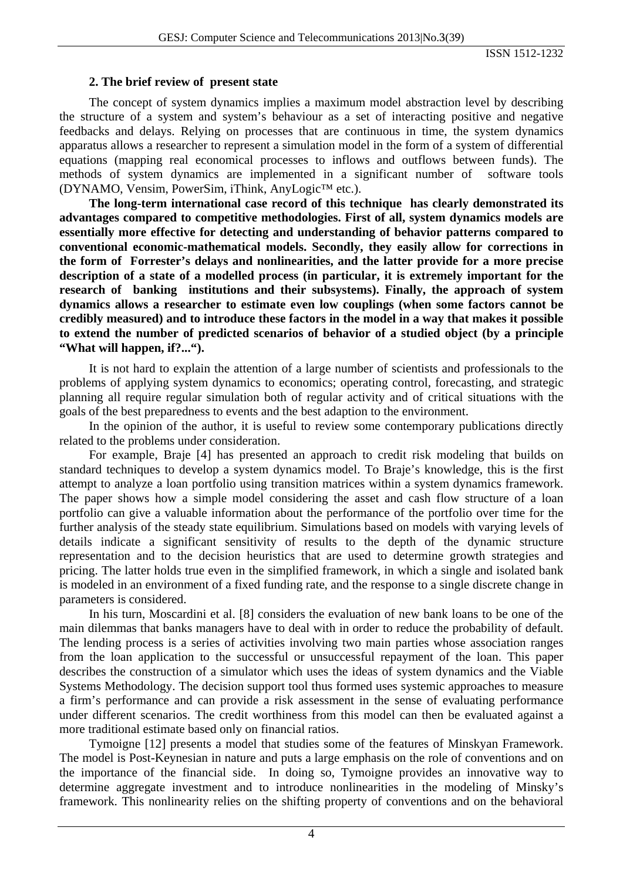## 2. The brief review of present state

The concept of system dynamics implies a maximum model abstraction level by describing the structure of a system and system's behaviour as a set of interacting positive and negative feedbacks and delays. Relying on processes that are continuous in time, the system dynamics apparatus allows a researcher to represent a simulation model in the form of a system of differential equations (mapping real economical processes to inflows and outflows between funds). The methods of system dynamics are implemented in a significant number of software tools (DYNAMO, Vensim, PowerSim, iThink, AnyLogic™ etc.).

**The long-term international case record of this technique has clearly demonstrated its advantages compared to competitive methodologies. First of all, system dynamics models are essentially more effective for detecting and understanding of behavior patterns compared to conventional economic-mathematical models. Secondly, they easily allow for corrections in the form of Forrester's delays and nonlinearities, and the latter provide for a more precise description of a state of a modelled process (in particular, it is extremely important for the research of banking institutions and their subsystems). Finally, the approach of system dynamics allows a researcher to estimate even low couplings (when some factors cannot be credibly measured) and to introduce these factors in the model in a way that makes it possible to extend the number of predicted scenarios of behavior of a studied object (by a principle "What will happen, if?...").**

It is not hard to explain the attention of a large number of scientists and professionals to the problems of applying system dynamics to economics; operating control, forecasting, and strategic planning all require regular simulation both of regular activity and of critical situations with the goals of the best preparedness to events and the best adaption to the environment.

In the opinion of the author, it is useful to review some contemporary publications directly related to the problems under consideration.

For example, Braje [4] has presented an approach to credit risk modeling that builds on standard techniques to develop a system dynamics model. To Braje's knowledge, this is the first attempt to analyze a loan portfolio using transition matrices within a system dynamics framework. The paper shows how a simple model considering the asset and cash flow structure of a loan portfolio can give a valuable information about the performance of the portfolio over time for the further analysis of the steady state equilibrium. Simulations based on models with varying levels of details indicate a significant sensitivity of results to the depth of the dynamic structure representation and to the decision heuristics that are used to determine growth strategies and pricing. The latter holds true even in the simplified framework, in which a single and isolated bank is modeled in an environment of a fixed funding rate, and the response to a single discrete change in parameters is considered.

In his turn, Moscardini et al. [8] considers the evaluation of new bank loans to be one of the main dilemmas that banks managers have to deal with in order to reduce the probability of default. The lending process is a series of activities involving two main parties whose association ranges from the loan application to the successful or unsuccessful repayment of the loan. This paper describes the construction of a simulator which uses the ideas of system dynamics and the Viable Systems Methodology. The decision support tool thus formed uses systemic approaches to measure a firm's performance and can provide a risk assessment in the sense of evaluating performance under different scenarios. The credit worthiness from this model can then be evaluated against a more traditional estimate based only on financial ratios.

Tymoigne [12] presents a model that studies some of the features of Minskyan Framework. The model is Post-Keynesian in nature and puts a large emphasis on the role of conventions and on the importance of the financial side. In doing so, Tymoigne provides an innovative way to determine aggregate investment and to introduce nonlinearities in the modeling of Minsky's framework. This nonlinearity relies on the shifting property of conventions and on the behavioral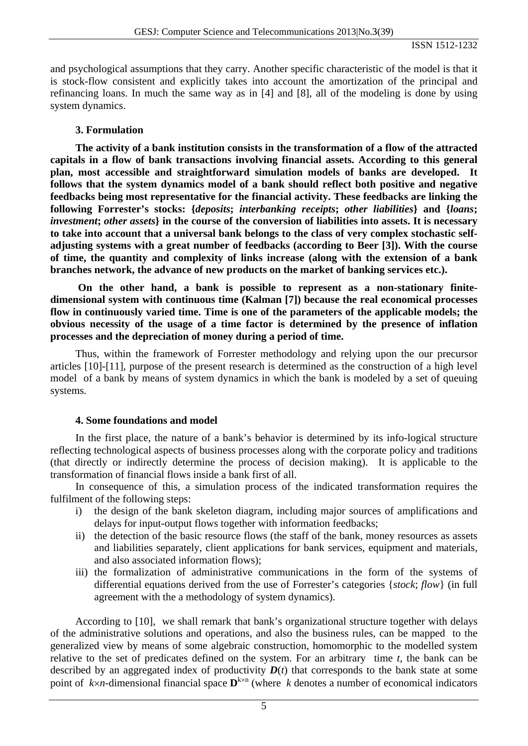and psychological assumptions that they carry. Another specific characteristic of the model is that it is stock-flow consistent and explicitly takes into account the amortization of the principal and refinancing loans. In much the same way as in [4] and [8], all of the modeling is done by using system dynamics.

## 3. Formulation

**The activity of a bank institution consists in the transformation of a flow of the attracted capitals in a flow of bank transactions involving financial assets. According to this general plan, most accessible and straightforward simulation models of banks are developed. It follows that the system dynamics model of a bank should reflect both positive and negative feedbacks being most representative for the financial activity. These feedbacks are linking the following Forrester's stocks: {*deposits*; *interbanking receipts*; *other liabilities*} and {*loans*; *investment*; *other assets*} in the course of the conversion of liabilities into assets. It is necessary to take into account that a universal bank belongs to the class of very complex stochastic self-adjusting systems with a great number of feedbacks (according to Beer [3]). With the course of time, the quantity and complexity of links increase (along with the extension of a bank branches network, the advance of new products on the market of banking services etc.).**

**On the other hand, a bank is possible to represent as a non-stationary finite-dimensional system with continuous time (Kalman [7]) because the real economical processes flow in continuously varied time. Time is one of the parameters of the applicable models; the obvious necessity of the usage of a time factor is determined by the presence of inflation processes and the depreciation of money during a period of time.**

Thus, within the framework of Forrester methodology and relying upon the our precursor articles [10]-[11], purpose of the present research is determined as the construction of a high level model of a bank by means of system dynamics in which the bank is modeled by a set of queuing systems.

## 4. Some foundations and model

In the first place, the nature of a bank's behavior is determined by its info-logical structure reflecting technological aspects of business processes along with the corporate policy and traditions (that directly or indirectly determine the process of decision making). It is applicable to the transformation of financial flows inside a bank first of all.

In consequence of this, a simulation process of the indicated transformation requires the fulfilment of the following steps:

i) the design of the bank skeleton diagram, including major sources of amplifications and delays for input-output flows together with information feedbacks;
ii) the detection of the basic resource flows (the staff of the bank, money resources as assets and liabilities separately, client applications for bank services, equipment and materials, and also associated information flows);
iii) the formalization of administrative communications in the form of the systems of differential equations derived from the use of Forrester's categories {*stock*; *flow*} (in full agreement with the a methodology of system dynamics).

According to [10], we shall remark that bank's organizational structure together with delays of the administrative solutions and operations, and also the business rules, can be mapped to the generalized view by means of some algebraic construction, homomorphic to the modelled system relative to the set of predicates defined on the system. For an arbitrary time $t$, the bank can be described by an aggregated index of productivity $\boldsymbol{D}(t)$ that corresponds to the bank state at some point of $k{\times}n$-dimensional financial space $\mathbf{D}^{k\times n}$ (where $k$ denotes a number of economical indicators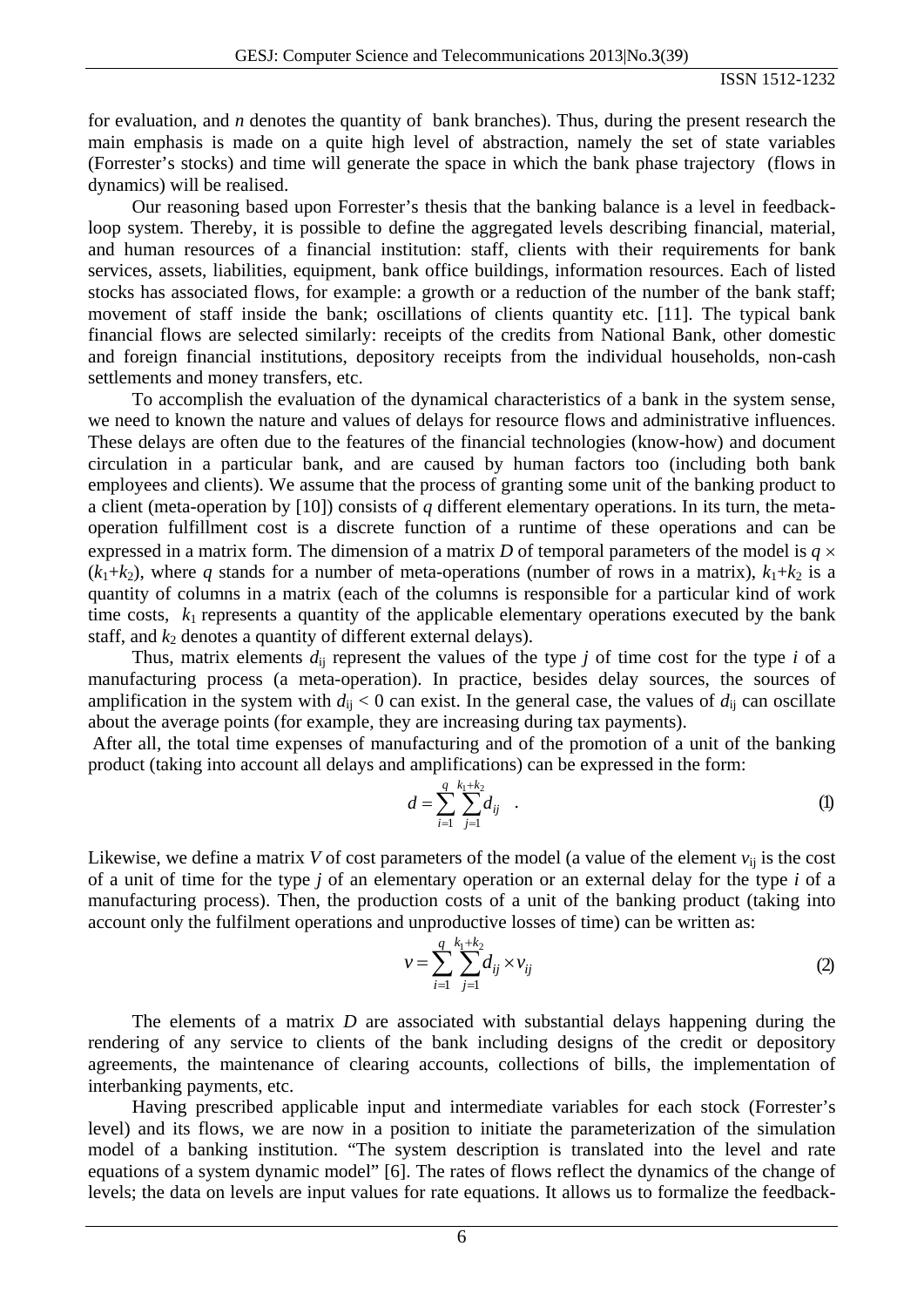for evaluation, and *n* denotes the quantity of bank branches). Thus, during the present research the main emphasis is made on a quite high level of abstraction, namely the set of state variables (Forrester's stocks) and time will generate the space in which the bank phase trajectory (flows in dynamics) will be realised.

Our reasoning based upon Forrester's thesis that the banking balance is a level in feedback-loop system. Thereby, it is possible to define the aggregated levels describing financial, material, and human resources of a financial institution: staff, clients with their requirements for bank services, assets, liabilities, equipment, bank office buildings, information resources. Each of listed stocks has associated flows, for example: a growth or a reduction of the number of the bank staff; movement of staff inside the bank; oscillations of clients quantity etc. [11]. The typical bank financial flows are selected similarly: receipts of the credits from National Bank, other domestic and foreign financial institutions, depository receipts from the individual households, non-cash settlements and money transfers, etc.

To accomplish the evaluation of the dynamical characteristics of a bank in the system sense, we need to known the nature and values of delays for resource flows and administrative influences. These delays are often due to the features of the financial technologies (know-how) and document circulation in a particular bank, and are caused by human factors too (including both bank employees and clients). We assume that the process of granting some unit of the banking product to a client (meta-operation by [10]) consists of *q* different elementary operations. In its turn, the meta-operation fulfillment cost is a discrete function of a runtime of these operations and can be expressed in a matrix form. The dimension of a matrix *D* of temporal parameters of the model is $q \times (k_1+k_2)$, where *q* stands for a number of meta-operations (number of rows in a matrix), $k_1+k_2$ is a quantity of columns in a matrix (each of the columns is responsible for a particular kind of work time costs, $k_1$ represents a quantity of the applicable elementary operations executed by the bank staff, and $k_2$ denotes a quantity of different external delays).

Thus, matrix elements $d_{ij}$ represent the values of the type *j* of time cost for the type *i* of a manufacturing process (a meta-operation). In practice, besides delay sources, the sources of amplification in the system with $d_{ij} < 0$ can exist. In the general case, the values of $d_{ij}$ can oscillate about the average points (for example, they are increasing during tax payments).

After all, the total time expenses of manufacturing and of the promotion of a unit of the banking product (taking into account all delays and amplifications) can be expressed in the form:

$$d = \sum_{i=1}^{q} \sum_{j=1}^{k_1+k_2} d_{ij} \quad . \tag{1}$$

Likewise, we define a matrix *V* of cost parameters of the model (a value of the element $v_{ij}$ is the cost of a unit of time for the type *j* of an elementary operation or an external delay for the type *i* of a manufacturing process). Then, the production costs of a unit of the banking product (taking into account only the fulfilment operations and unproductive losses of time) can be written as:

$$v = \sum_{i=1}^{q} \sum_{j=1}^{k_1+k_2} d_{ij} \times v_{ij} \tag{2}$$

The elements of a matrix *D* are associated with substantial delays happening during the rendering of any service to clients of the bank including designs of the credit or depository agreements, the maintenance of clearing accounts, collections of bills, the implementation of interbanking payments, etc.

Having prescribed applicable input and intermediate variables for each stock (Forrester's level) and its flows, we are now in a position to initiate the parameterization of the simulation model of a banking institution. "The system description is translated into the level and rate equations of a system dynamic model" [6]. The rates of flows reflect the dynamics of the change of levels; the data on levels are input values for rate equations. It allows us to formalize the feedback-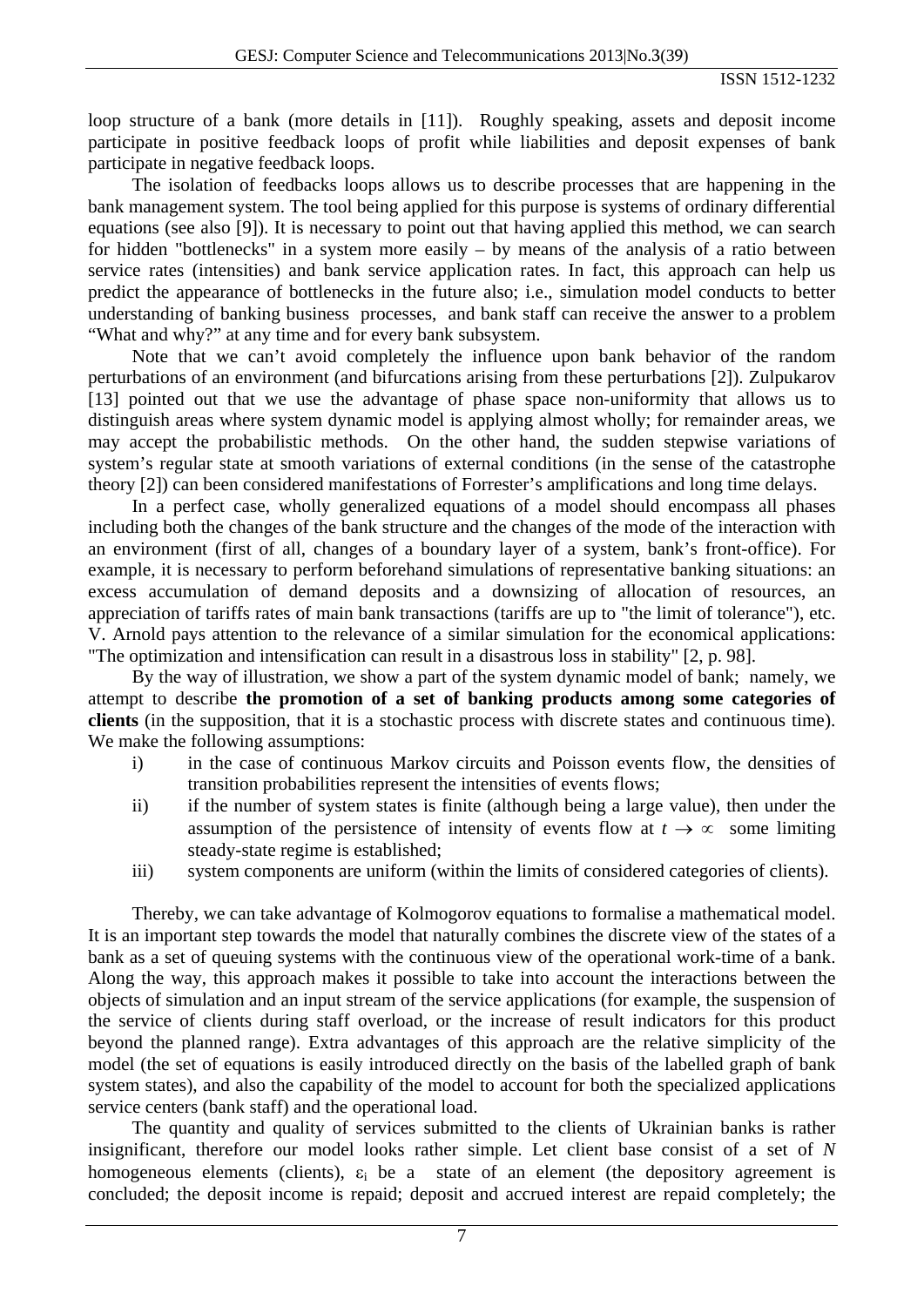loop structure of a bank (more details in [11]). Roughly speaking, assets and deposit income participate in positive feedback loops of profit while liabilities and deposit expenses of bank participate in negative feedback loops.

The isolation of feedbacks loops allows us to describe processes that are happening in the bank management system. The tool being applied for this purpose is systems of ordinary differential equations (see also [9]). It is necessary to point out that having applied this method, we can search for hidden "bottlenecks" in a system more easily – by means of the analysis of a ratio between service rates (intensities) and bank service application rates. In fact, this approach can help us predict the appearance of bottlenecks in the future also; i.e., simulation model conducts to better understanding of banking business processes, and bank staff can receive the answer to a problem "What and why?" at any time and for every bank subsystem.

Note that we can't avoid completely the influence upon bank behavior of the random perturbations of an environment (and bifurcations arising from these perturbations [2]). Zulpukarov [13] pointed out that we use the advantage of phase space non-uniformity that allows us to distinguish areas where system dynamic model is applying almost wholly; for remainder areas, we may accept the probabilistic methods. On the other hand, the sudden stepwise variations of system's regular state at smooth variations of external conditions (in the sense of the catastrophe theory [2]) can been considered manifestations of Forrester's amplifications and long time delays.

In a perfect case, wholly generalized equations of a model should encompass all phases including both the changes of the bank structure and the changes of the mode of the interaction with an environment (first of all, changes of a boundary layer of a system, bank's front-office). For example, it is necessary to perform beforehand simulations of representative banking situations: an excess accumulation of demand deposits and a downsizing of allocation of resources, an appreciation of tariffs rates of main bank transactions (tariffs are up to "the limit of tolerance"), etc. V. Arnold pays attention to the relevance of a similar simulation for the economical applications: "The optimization and intensification can result in a disastrous loss in stability" [2, p. 98].

By the way of illustration, we show a part of the system dynamic model of bank; namely, we attempt to describe **the promotion of a set of banking products among some categories of clients** (in the supposition, that it is a stochastic process with discrete states and continuous time). We make the following assumptions:

i) in the case of continuous Markov circuits and Poisson events flow, the densities of transition probabilities represent the intensities of events flows;
ii) if the number of system states is finite (although being a large value), then under the assumption of the persistence of intensity of events flow at $t \to \infty$ some limiting steady-state regime is established;
iii) system components are uniform (within the limits of considered categories of clients).

Thereby, we can take advantage of Kolmogorov equations to formalise a mathematical model. It is an important step towards the model that naturally combines the discrete view of the states of a bank as a set of queuing systems with the continuous view of the operational work-time of a bank. Along the way, this approach makes it possible to take into account the interactions between the objects of simulation and an input stream of the service applications (for example, the suspension of the service of clients during staff overload, or the increase of result indicators for this product beyond the planned range). Extra advantages of this approach are the relative simplicity of the model (the set of equations is easily introduced directly on the basis of the labelled graph of bank system states), and also the capability of the model to account for both the specialized applications service centers (bank staff) and the operational load.

The quantity and quality of services submitted to the clients of Ukrainian banks is rather insignificant, therefore our model looks rather simple. Let client base consist of a set of $N$ homogeneous elements (clients), $\varepsilon_i$ be a state of an element (the depository agreement is concluded; the deposit income is repaid; deposit and accrued interest are repaid completely; the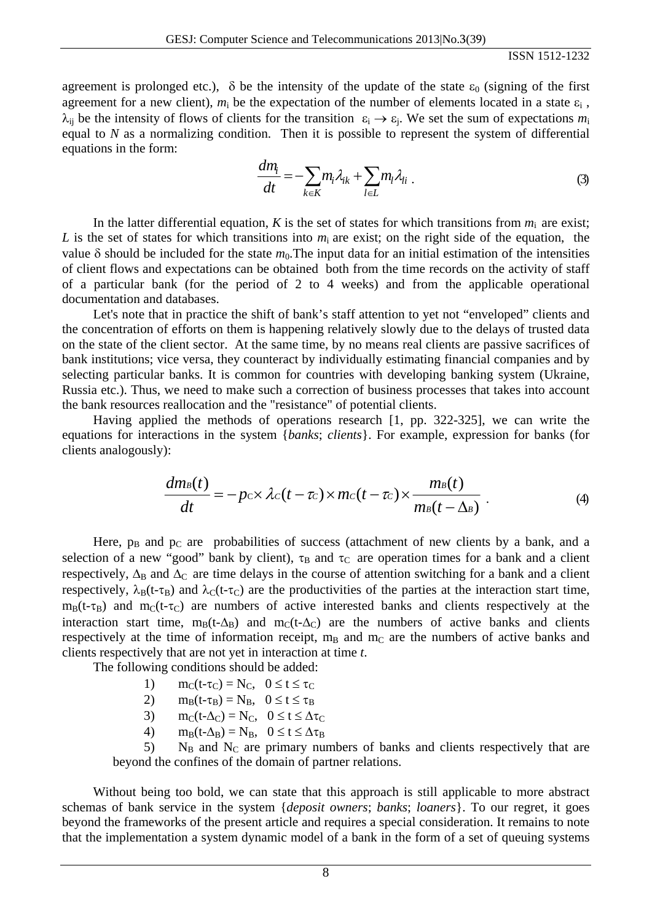agreement is prolonged etc.), $\delta$ be the intensity of the update of the state $\varepsilon_0$ (signing of the first agreement for a new client), $m_i$ be the expectation of the number of elements located in a state $\varepsilon_i$ , $\lambda_{ij}$ be the intensity of flows of clients for the transition $\varepsilon_i \rightarrow \varepsilon_j$. We set the sum of expectations $m_i$ equal to $N$ as a normalizing condition. Then it is possible to represent the system of differential equations in the form:

$$\frac{dm_i}{dt} = -\sum_{k \in K} m_i \lambda_{ik} + \sum_{l \in L} m_l \lambda_{li} \ . \tag{3}$$

In the latter differential equation, $K$ is the set of states for which transitions from $m_i$ are exist; $L$ is the set of states for which transitions into $m_i$ are exist; on the right side of the equation, the value $\delta$ should be included for the state $m_0$.The input data for an initial estimation of the intensities of client flows and expectations can be obtained both from the time records on the activity of staff of a particular bank (for the period of 2 to 4 weeks) and from the applicable operational documentation and databases.

Let's note that in practice the shift of bank's staff attention to yet not "enveloped" clients and the concentration of efforts on them is happening relatively slowly due to the delays of trusted data on the state of the client sector. At the same time, by no means real clients are passive sacrifices of bank institutions; vice versa, they counteract by individually estimating financial companies and by selecting particular banks. It is common for countries with developing banking system (Ukraine, Russia etc.). Thus, we need to make such a correction of business processes that takes into account the bank resources reallocation and the "resistance" of potential clients.

Having applied the methods of operations research [1, pp. 322-325], we can write the equations for interactions in the system {*banks*; *clients*}. For example, expression for banks (for clients analogously):

$$\frac{dm_B(t)}{dt} = -p_C \times \lambda_C(t-\tau_C) \times m_C(t-\tau_C) \times \frac{m_B(t)}{m_B(t-\Delta_B)} \ . \tag{4}$$

Here, $p_B$ and $p_C$ are probabilities of success (attachment of new clients by a bank, and a selection of a new "good" bank by client), $\tau_B$ and $\tau_C$ are operation times for a bank and a client respectively, $\Delta_B$ and $\Delta_C$ are time delays in the course of attention switching for a bank and a client respectively, $\lambda_B(t-\tau_B)$ and $\lambda_C(t-\tau_C)$ are the productivities of the parties at the interaction start time, $m_B(t-\tau_B)$ and $m_C(t-\tau_C)$ are numbers of active interested banks and clients respectively at the interaction start time, $m_B(t-\Delta_B)$ and $m_C(t-\Delta_C)$ are the numbers of active banks and clients respectively at the time of information receipt, $m_B$ and $m_C$ are the numbers of active banks and clients respectively that are not yet in interaction at time $t$.

The following conditions should be added:

1) $m_C(t-\tau_C) = N_C, \quad 0 \le t \le \tau_C$
2) $m_B(t-\tau_B) = N_B, \quad 0 \le t \le \tau_B$
3) $m_C(t-\Delta_C) = N_C, \quad 0 \le t \le \Delta\tau_C$
4) $m_B(t-\Delta_B) = N_B, \quad 0 \le t \le \Delta\tau_B$
5) $N_B$ and $N_C$ are primary numbers of banks and clients respectively that are beyond the confines of the domain of partner relations.

Without being too bold, we can state that this approach is still applicable to more abstract schemas of bank service in the system {*deposit owners*; *banks*; *loaners*}. To our regret, it goes beyond the frameworks of the present article and requires a special consideration. It remains to note that the implementation a system dynamic model of a bank in the form of a set of queuing systems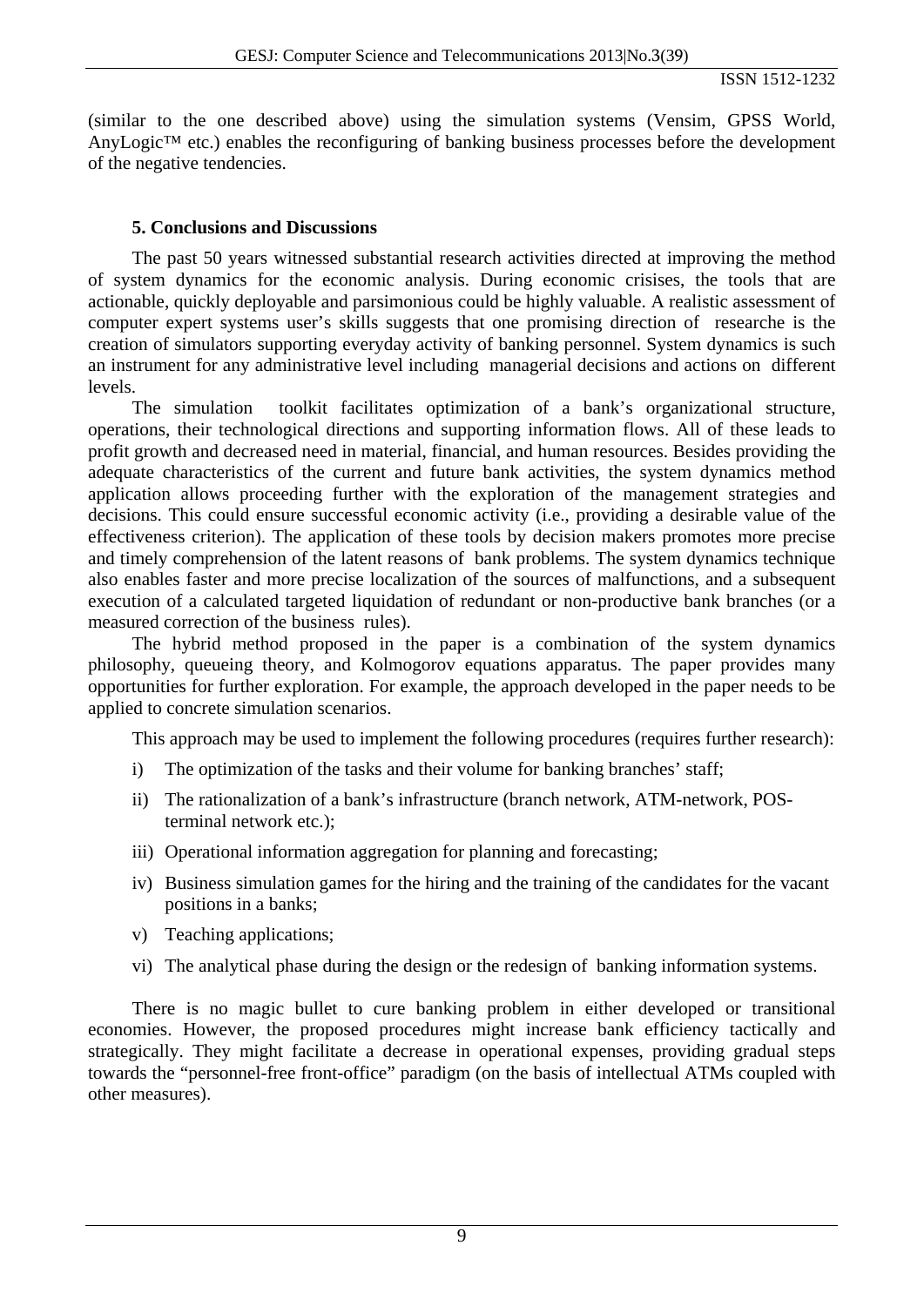(similar to the one described above) using the simulation systems (Vensim, GPSS World, AnyLogic™ etc.) enables the reconfiguring of banking business processes before the development of the negative tendencies.

## 5. Conclusions and Discussions

The past 50 years witnessed substantial research activities directed at improving the method of system dynamics for the economic analysis. During economic crisises, the tools that are actionable, quickly deployable and parsimonious could be highly valuable. A realistic assessment of computer expert systems user's skills suggests that one promising direction of researche is the creation of simulators supporting everyday activity of banking personnel. System dynamics is such an instrument for any administrative level including managerial decisions and actions on different levels.

The simulation toolkit facilitates optimization of a bank's organizational structure, operations, their technological directions and supporting information flows. All of these leads to profit growth and decreased need in material, financial, and human resources. Besides providing the adequate characteristics of the current and future bank activities, the system dynamics method application allows proceeding further with the exploration of the management strategies and decisions. This could ensure successful economic activity (i.e., providing a desirable value of the effectiveness criterion). The application of these tools by decision makers promotes more precise and timely comprehension of the latent reasons of bank problems. The system dynamics technique also enables faster and more precise localization of the sources of malfunctions, and a subsequent execution of a calculated targeted liquidation of redundant or non-productive bank branches (or a measured correction of the business rules).

The hybrid method proposed in the paper is a combination of the system dynamics philosophy, queueing theory, and Kolmogorov equations apparatus. The paper provides many opportunities for further exploration. For example, the approach developed in the paper needs to be applied to concrete simulation scenarios.

This approach may be used to implement the following procedures (requires further research):

i) The optimization of the tasks and their volume for banking branches' staff;

ii) The rationalization of a bank's infrastructure (branch network, ATM-network, POS-terminal network etc.);

iii) Operational information aggregation for planning and forecasting;

iv) Business simulation games for the hiring and the training of the candidates for the vacant positions in a banks;

v) Teaching applications;

vi) The analytical phase during the design or the redesign of banking information systems.

There is no magic bullet to cure banking problem in either developed or transitional economies. However, the proposed procedures might increase bank efficiency tactically and strategically. They might facilitate a decrease in operational expenses, providing gradual steps towards the "personnel-free front-office" paradigm (on the basis of intellectual ATMs coupled with other measures).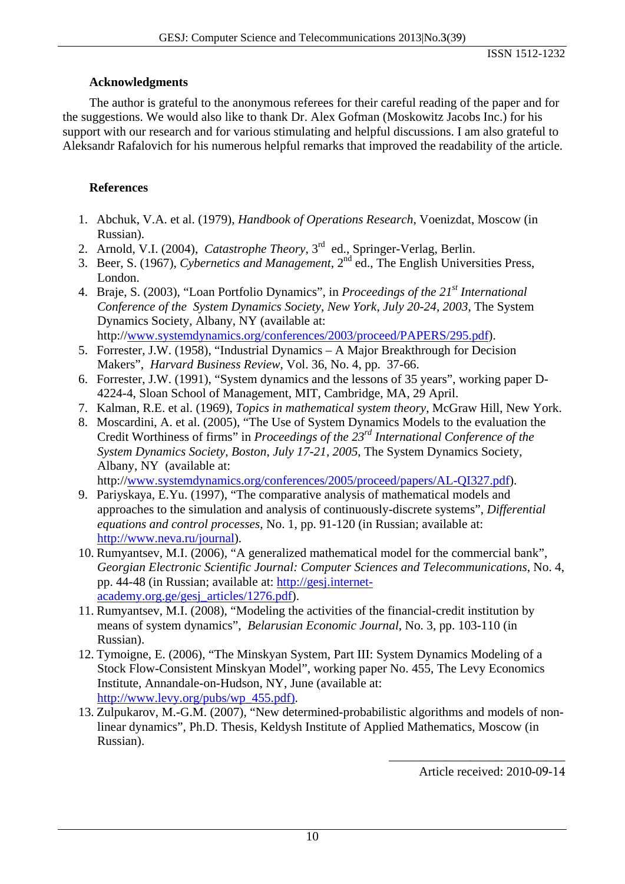### Acknowledgments

The author is grateful to the anonymous referees for their careful reading of the paper and for the suggestions. We would also like to thank Dr. Alex Gofman (Moskowitz Jacobs Inc.) for his support with our research and for various stimulating and helpful discussions. I am also grateful to Aleksandr Rafalovich for his numerous helpful remarks that improved the readability of the article.

### References

1. Abchuk, V.A. et al. (1979), *Handbook of Operations Research*, Voenizdat, Moscow (in Russian).
2. Arnold, V.I. (2004), *Catastrophe Theory*, 3rd ed., Springer-Verlag, Berlin.
3. Beer, S. (1967), *Cybernetics and Management*, 2nd ed., The English Universities Press, London.
4. Braje, S. (2003), "Loan Portfolio Dynamics", in *Proceedings of the 21st International Conference of the System Dynamics Society, New York, July 20-24, 2003*, The System Dynamics Society, Albany, NY (available at: http://www.systemdynamics.org/conferences/2003/proceed/PAPERS/295.pdf).
5. Forrester, J.W. (1958), "Industrial Dynamics – A Major Breakthrough for Decision Makers", *Harvard Business Review*, Vol. 36, No. 4, pp. 37-66.
6. Forrester, J.W. (1991), "System dynamics and the lessons of 35 years", working paper D-4224-4, Sloan School of Management, MIT, Cambridge, MA, 29 April.
7. Kalman, R.E. et al. (1969), *Topics in mathematical system theory*, McGraw Hill, New York.
8. Moscardini, A. et al. (2005), "The Use of System Dynamics Models to the evaluation the Credit Worthiness of firms" in *Proceedings of the 23rd International Conference of the System Dynamics Society, Boston, July 17-21, 2005*, The System Dynamics Society, Albany, NY (available at: http://www.systemdynamics.org/conferences/2005/proceed/papers/AL-QI327.pdf).
9. Pariyskaya, E.Yu. (1997), "The comparative analysis of mathematical models and approaches to the simulation and analysis of continuously-discrete systems", *Differential equations and control processes*, No. 1, pp. 91-120 (in Russian; available at: http://www.neva.ru/journal).
10. Rumyantsev, M.I. (2006), "A generalized mathematical model for the commercial bank", *Georgian Electronic Scientific Journal: Computer Sciences and Telecommunications*, No. 4, pp. 44-48 (in Russian; available at: http://gesj.internet-academy.org.ge/gesj_articles/1276.pdf).
11. Rumyantsev, M.I. (2008), "Modeling the activities of the financial-credit institution by means of system dynamics", *Belarusian Economic Journal*, No. 3, pp. 103-110 (in Russian).
12. Tymoigne, E. (2006), "The Minskyan System, Part III: System Dynamics Modeling of a Stock Flow-Consistent Minskyan Model", working paper No. 455, The Levy Economics Institute, Annandale-on-Hudson, NY, June (available at: http://www.levy.org/pubs/wp_455.pdf).
13. Zulpukarov, M.-G.M. (2007), "New determined-probabilistic algorithms and models of non-linear dynamics", Ph.D. Thesis, Keldysh Institute of Applied Mathematics, Moscow (in Russian).

Article received: 2010-09-14